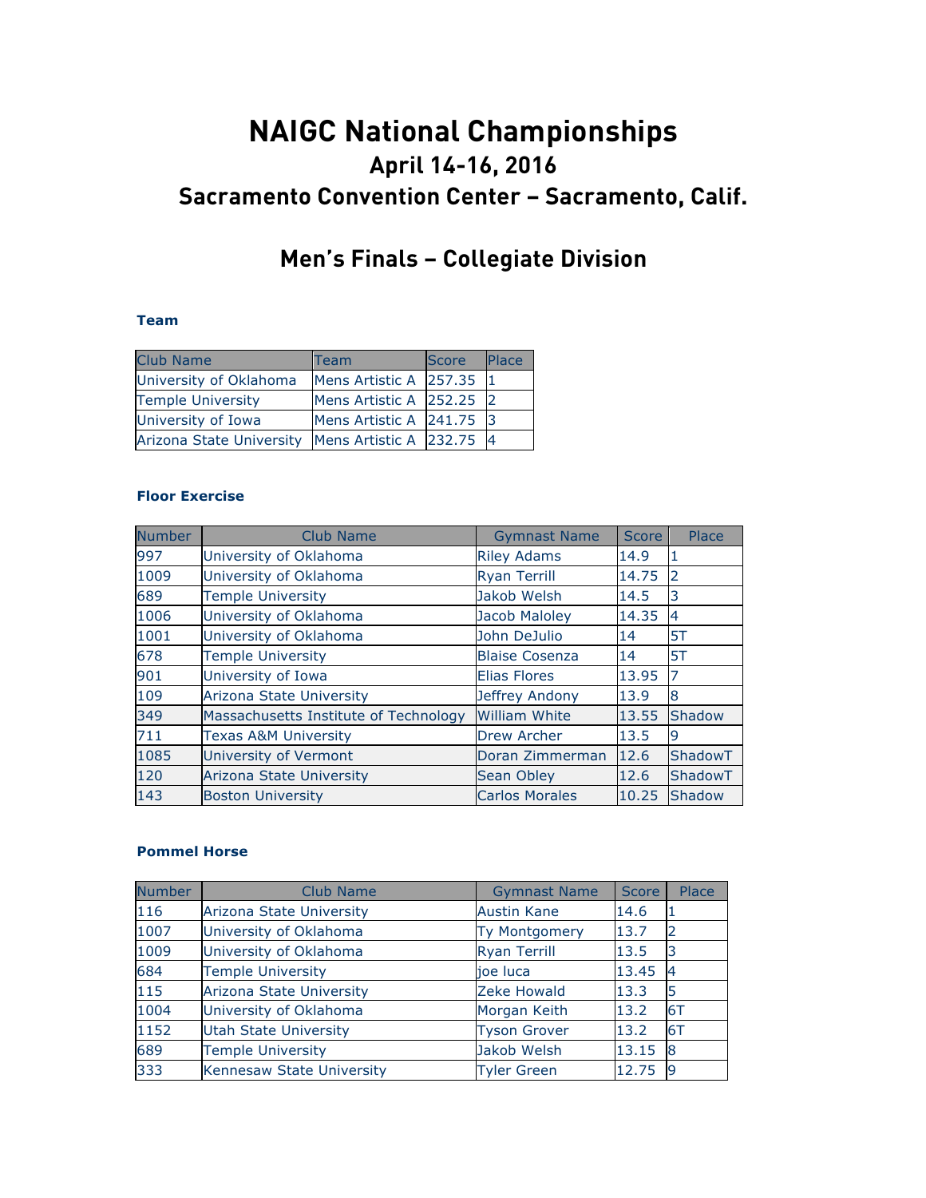# NAIGC National Championships

## April 14-16, 2016

## Sacramento Convention Center – Sacramento, Calif.

## Men's Finals – Collegiate Division

### Team

| Club Name | Team | Score | Place |
|---|---|---|---|
| University of Oklahoma | Mens Artistic A | 257.35 | 1 |
| Temple University | Mens Artistic A | 252.25 | 2 |
| University of Iowa | Mens Artistic A | 241.75 | 3 |
| Arizona State University | Mens Artistic A | 232.75 | 4 |

### Floor Exercise

| Number | Club Name | Gymnast Name | Score | Place |
|---|---|---|---|---|
| 997 | University of Oklahoma | Riley Adams | 14.9 | 1 |
| 1009 | University of Oklahoma | Ryan Terrill | 14.75 | 2 |
| 689 | Temple University | Jakob Welsh | 14.5 | 3 |
| 1006 | University of Oklahoma | Jacob Maloley | 14.35 | 4 |
| 1001 | University of Oklahoma | John DeJulio | 14 | 5T |
| 678 | Temple University | Blaise Cosenza | 14 | 5T |
| 901 | University of Iowa | Elias Flores | 13.95 | 7 |
| 109 | Arizona State University | Jeffrey Andony | 13.9 | 8 |
| 349 | Massachusetts Institute of Technology | William White | 13.55 | Shadow |
| 711 | Texas A&M University | Drew Archer | 13.5 | 9 |
| 1085 | University of Vermont | Doran Zimmerman | 12.6 | ShadowT |
| 120 | Arizona State University | Sean Obley | 12.6 | ShadowT |
| 143 | Boston University | Carlos Morales | 10.25 | Shadow |

### Pommel Horse

| Number | Club Name | Gymnast Name | Score | Place |
|---|---|---|---|---|
| 116 | Arizona State University | Austin Kane | 14.6 | 1 |
| 1007 | University of Oklahoma | Ty Montgomery | 13.7 | 2 |
| 1009 | University of Oklahoma | Ryan Terrill | 13.5 | 3 |
| 684 | Temple University | joe luca | 13.45 | 4 |
| 115 | Arizona State University | Zeke Howald | 13.3 | 5 |
| 1004 | University of Oklahoma | Morgan Keith | 13.2 | 6T |
| 1152 | Utah State University | Tyson Grover | 13.2 | 6T |
| 689 | Temple University | Jakob Welsh | 13.15 | 8 |
| 333 | Kennesaw State University | Tyler Green | 12.75 | 9 |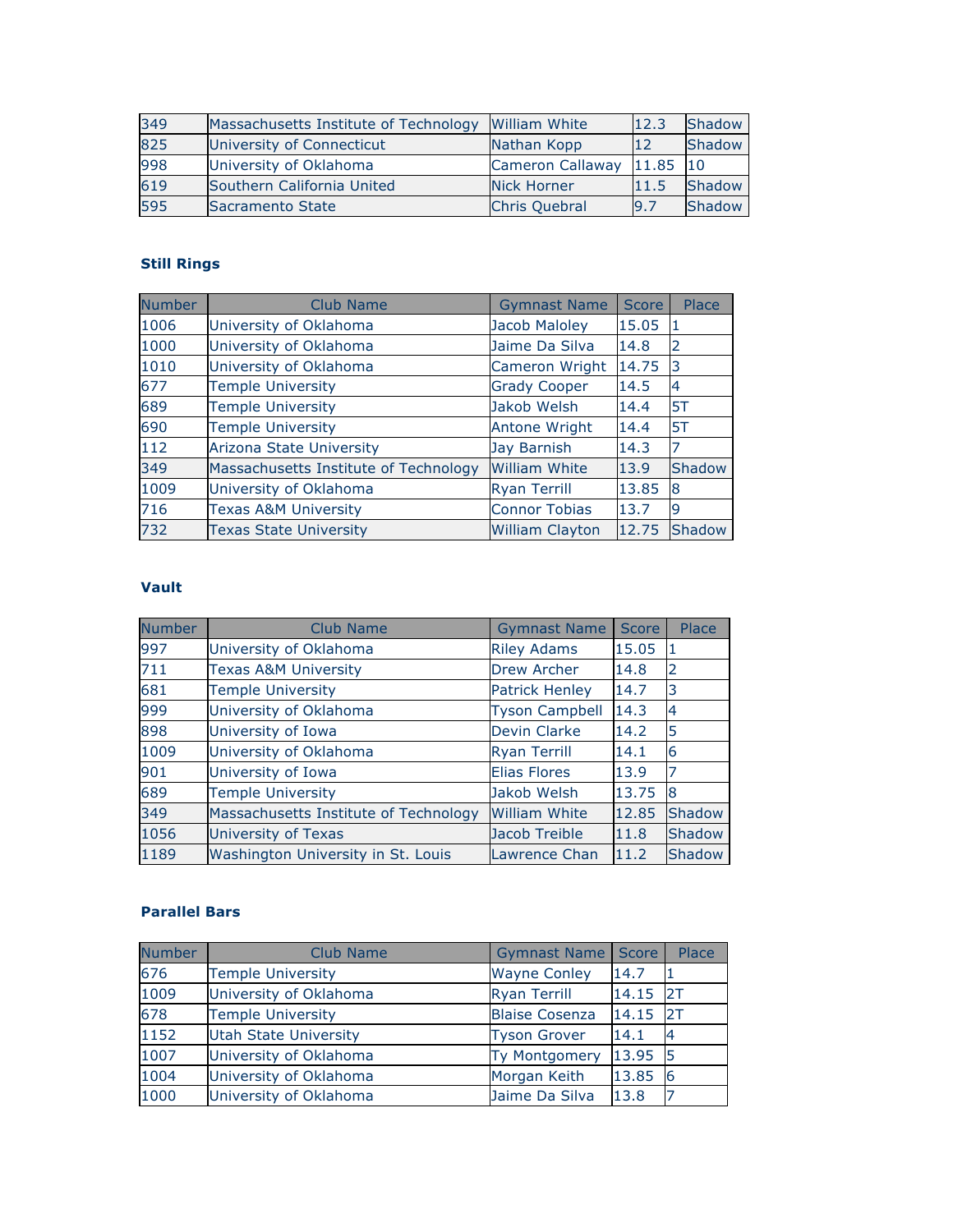| | | | | |
|---|---|---|---|---|
| 349 | Massachusetts Institute of Technology | William White | 12.3 | Shadow |
| 825 | University of Connecticut | Nathan Kopp | 12 | Shadow |
| 998 | University of Oklahoma | Cameron Callaway | 11.85 | 10 |
| 619 | Southern California United | Nick Horner | 11.5 | Shadow |
| 595 | Sacramento State | Chris Quebral | 9.7 | Shadow |

### Still Rings

| Number | Club Name | Gymnast Name | Score | Place |
|---|---|---|---|---|
| 1006 | University of Oklahoma | Jacob Maloley | 15.05 | 1 |
| 1000 | University of Oklahoma | Jaime Da Silva | 14.8 | 2 |
| 1010 | University of Oklahoma | Cameron Wright | 14.75 | 3 |
| 677 | Temple University | Grady Cooper | 14.5 | 4 |
| 689 | Temple University | Jakob Welsh | 14.4 | 5T |
| 690 | Temple University | Antone Wright | 14.4 | 5T |
| 112 | Arizona State University | Jay Barnish | 14.3 | 7 |
| 349 | Massachusetts Institute of Technology | William White | 13.9 | Shadow |
| 1009 | University of Oklahoma | Ryan Terrill | 13.85 | 8 |
| 716 | Texas A&M University | Connor Tobias | 13.7 | 9 |
| 732 | Texas State University | William Clayton | 12.75 | Shadow |

### Vault

| Number | Club Name | Gymnast Name | Score | Place |
|---|---|---|---|---|
| 997 | University of Oklahoma | Riley Adams | 15.05 | 1 |
| 711 | Texas A&M University | Drew Archer | 14.8 | 2 |
| 681 | Temple University | Patrick Henley | 14.7 | 3 |
| 999 | University of Oklahoma | Tyson Campbell | 14.3 | 4 |
| 898 | University of Iowa | Devin Clarke | 14.2 | 5 |
| 1009 | University of Oklahoma | Ryan Terrill | 14.1 | 6 |
| 901 | University of Iowa | Elias Flores | 13.9 | 7 |
| 689 | Temple University | Jakob Welsh | 13.75 | 8 |
| 349 | Massachusetts Institute of Technology | William White | 12.85 | Shadow |
| 1056 | University of Texas | Jacob Treible | 11.8 | Shadow |
| 1189 | Washington University in St. Louis | Lawrence Chan | 11.2 | Shadow |

### Parallel Bars

| Number | Club Name | Gymnast Name | Score | Place |
|---|---|---|---|---|
| 676 | Temple University | Wayne Conley | 14.7 | 1 |
| 1009 | University of Oklahoma | Ryan Terrill | 14.15 | 2T |
| 678 | Temple University | Blaise Cosenza | 14.15 | 2T |
| 1152 | Utah State University | Tyson Grover | 14.1 | 4 |
| 1007 | University of Oklahoma | Ty Montgomery | 13.95 | 5 |
| 1004 | University of Oklahoma | Morgan Keith | 13.85 | 6 |
| 1000 | University of Oklahoma | Jaime Da Silva | 13.8 | 7 |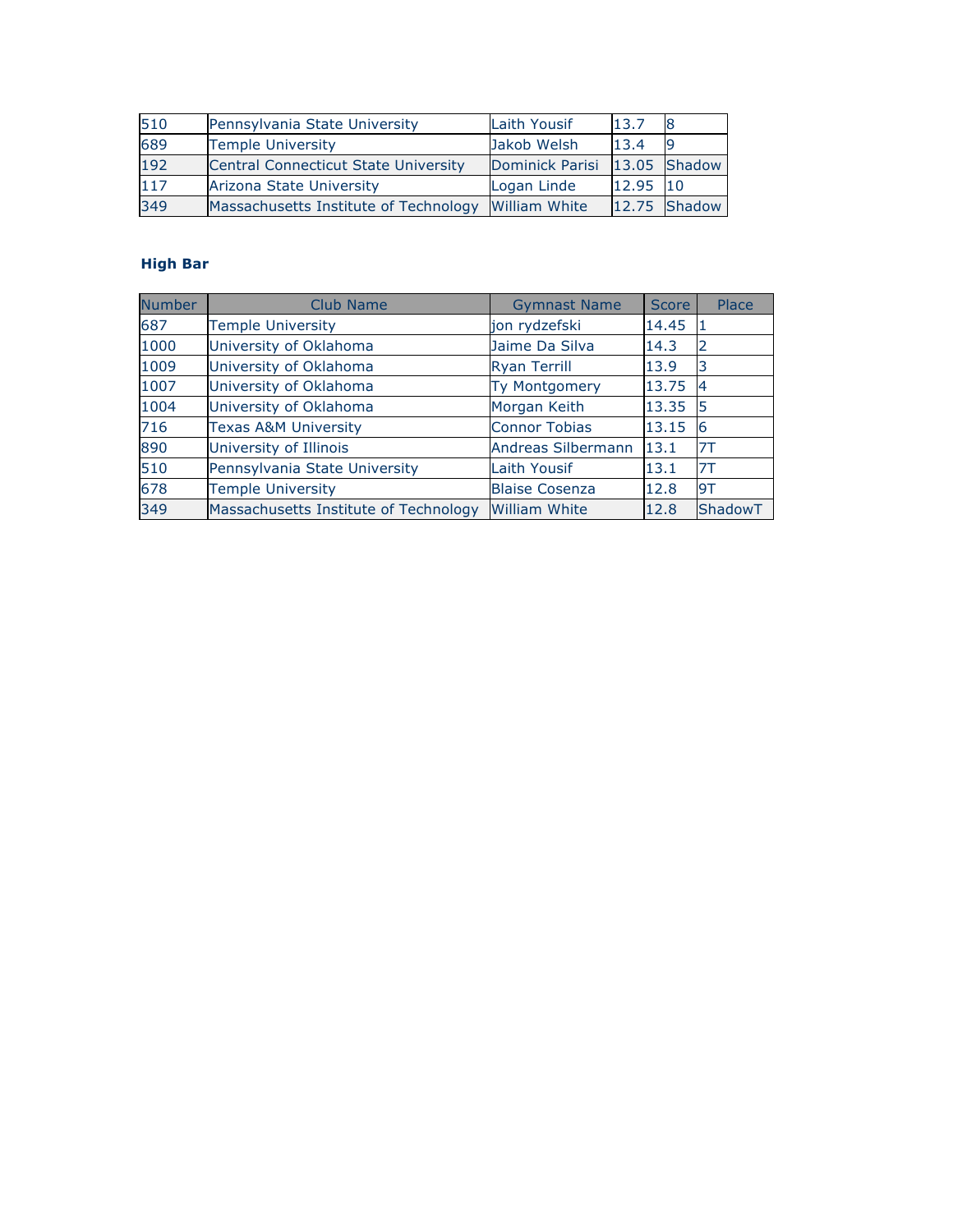| | | | | |
|---|---|---|---|---|
| 510 | Pennsylvania State University | Laith Yousif | 13.7 | 8 |
| 689 | Temple University | Jakob Welsh | 13.4 | 9 |
| 192 | Central Connecticut State University | Dominick Parisi | 13.05 | Shadow |
| 117 | Arizona State University | Logan Linde | 12.95 | 10 |
| 349 | Massachusetts Institute of Technology | William White | 12.75 | Shadow |

**High Bar**

| Number | Club Name | Gymnast Name | Score | Place |
|---|---|---|---|---|
| 687 | Temple University | jon rydzefski | 14.45 | 1 |
| 1000 | University of Oklahoma | Jaime Da Silva | 14.3 | 2 |
| 1009 | University of Oklahoma | Ryan Terrill | 13.9 | 3 |
| 1007 | University of Oklahoma | Ty Montgomery | 13.75 | 4 |
| 1004 | University of Oklahoma | Morgan Keith | 13.35 | 5 |
| 716 | Texas A&M University | Connor Tobias | 13.15 | 6 |
| 890 | University of Illinois | Andreas Silbermann | 13.1 | 7T |
| 510 | Pennsylvania State University | Laith Yousif | 13.1 | 7T |
| 678 | Temple University | Blaise Cosenza | 12.8 | 9T |
| 349 | Massachusetts Institute of Technology | William White | 12.8 | ShadowT |